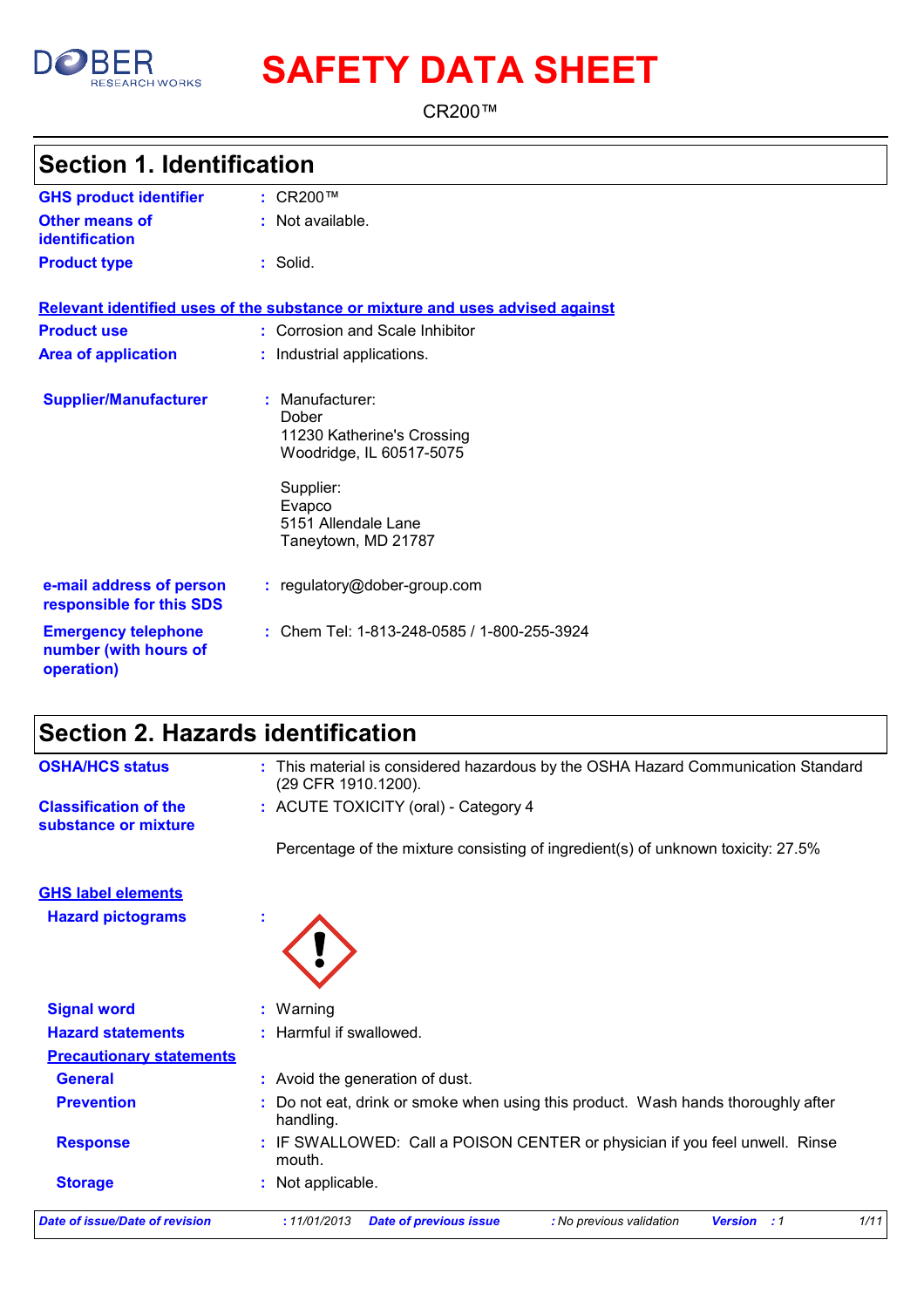DOBER RESEARCH WORKS

# SAFETY DATA SHEET

CR200™

## Section 1. Identification

| | | |
|---|---|---|
| **GHS product identifier** | : | CR200™ |
| **Other means of identification** | : | Not available. |
| **Product type** | : | Solid. |

**Relevant identified uses of the substance or mixture and uses advised against**

| | | |
|---|---|---|
| **Product use** | : | Corrosion and Scale Inhibitor |
| **Area of application** | : | Industrial applications. |
| **Supplier/Manufacturer** | : | Manufacturer:<br>Dober<br>11230 Katherine's Crossing<br>Woodridge, IL 60517-5075<br><br>Supplier:<br>Evapco<br>5151 Allendale Lane<br>Taneytown, MD 21787 |
| **e-mail address of person responsible for this SDS** | : | regulatory@dober-group.com |
| **Emergency telephone number (with hours of operation)** | : | Chem Tel: 1-813-248-0585 / 1-800-255-3924 |

## Section 2. Hazards identification

| | | |
|---|---|---|
| **OSHA/HCS status** | : | This material is considered hazardous by the OSHA Hazard Communication Standard (29 CFR 1910.1200). |
| **Classification of the substance or mixture** | : | ACUTE TOXICITY (oral) - Category 4<br><br>Percentage of the mixture consisting of ingredient(s) of unknown toxicity: 27.5% |

**GHS label elements**

| | | |
|---|---|---|
| **Hazard pictograms** | : | (exclamation mark pictogram) |
| **Signal word** | : | Warning |
| **Hazard statements** | : | Harmful if swallowed. |

**Precautionary statements**

| | | |
|---|---|---|
| **General** | : | Avoid the generation of dust. |
| **Prevention** | : | Do not eat, drink or smoke when using this product. Wash hands thoroughly after handling. |
| **Response** | : | IF SWALLOWED: Call a POISON CENTER or physician if you feel unwell. Rinse mouth. |
| **Storage** | : | Not applicable. |

*Date of issue/Date of revision : 11/01/2013 Date of previous issue : No previous validation Version : 1*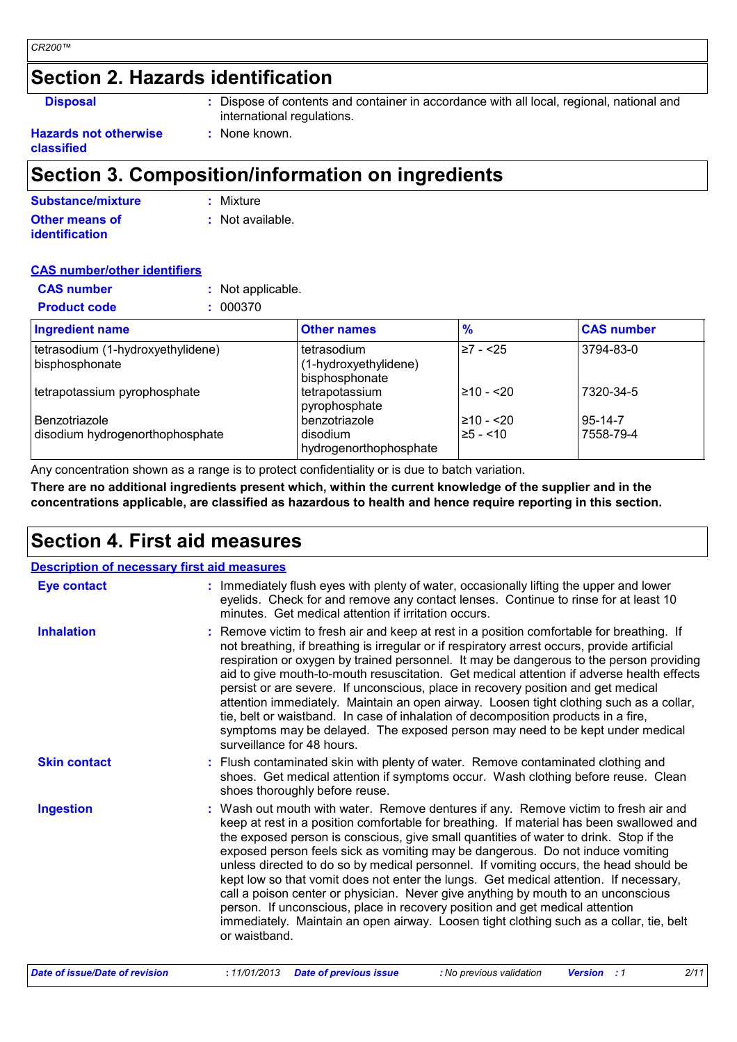## Section 2. Hazards identification

**Disposal** : Dispose of contents and container in accordance with all local, regional, national and international regulations.

**Hazards not otherwise classified** : None known.

## Section 3. Composition/information on ingredients

**Substance/mixture** : Mixture

**Other means of identification** : Not available.

**CAS number/other identifiers**

**CAS number** : Not applicable.

**Product code** : 000370

| Ingredient name | Other names | % | CAS number |
|---|---|---|---|
| tetrasodium (1-hydroxyethylidene) bisphosphonate | tetrasodium (1-hydroxyethylidene) bisphosphonate | ≥7 - <25 | 3794-83-0 |
| tetrapotassium pyrophosphate | tetrapotassium pyrophosphate | ≥10 - <20 | 7320-34-5 |
| Benzotriazole | benzotriazole | ≥10 - <20 | 95-14-7 |
| disodium hydrogenorthophosphate | disodium hydrogenorthophosphate | ≥5 - <10 | 7558-79-4 |

Any concentration shown as a range is to protect confidentiality or is due to batch variation.

**There are no additional ingredients present which, within the current knowledge of the supplier and in the concentrations applicable, are classified as hazardous to health and hence require reporting in this section.**

## Section 4. First aid measures

**Description of necessary first aid measures**

**Eye contact** : Immediately flush eyes with plenty of water, occasionally lifting the upper and lower eyelids. Check for and remove any contact lenses. Continue to rinse for at least 10 minutes. Get medical attention if irritation occurs.

**Inhalation** : Remove victim to fresh air and keep at rest in a position comfortable for breathing. If not breathing, if breathing is irregular or if respiratory arrest occurs, provide artificial respiration or oxygen by trained personnel. It may be dangerous to the person providing aid to give mouth-to-mouth resuscitation. Get medical attention if adverse health effects persist or are severe. If unconscious, place in recovery position and get medical attention immediately. Maintain an open airway. Loosen tight clothing such as a collar, tie, belt or waistband. In case of inhalation of decomposition products in a fire, symptoms may be delayed. The exposed person may need to be kept under medical surveillance for 48 hours.

**Skin contact** : Flush contaminated skin with plenty of water. Remove contaminated clothing and shoes. Get medical attention if symptoms occur. Wash clothing before reuse. Clean shoes thoroughly before reuse.

**Ingestion** : Wash out mouth with water. Remove dentures if any. Remove victim to fresh air and keep at rest in a position comfortable for breathing. If material has been swallowed and the exposed person is conscious, give small quantities of water to drink. Stop if the exposed person feels sick as vomiting may be dangerous. Do not induce vomiting unless directed to do so by medical personnel. If vomiting occurs, the head should be kept low so that vomit does not enter the lungs. Get medical attention. If necessary, call a poison center or physician. Never give anything by mouth to an unconscious person. If unconscious, place in recovery position and get medical attention immediately. Maintain an open airway. Loosen tight clothing such as a collar, tie, belt or waistband.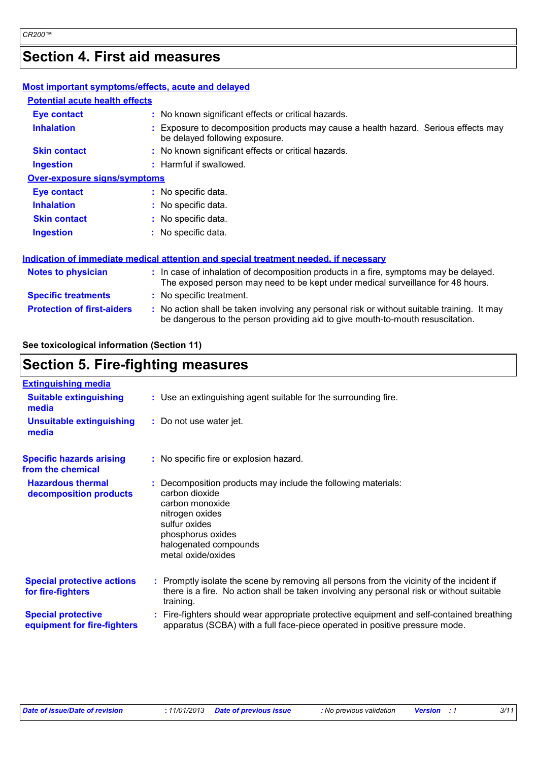## Section 4. First aid measures

**Most important symptoms/effects, acute and delayed**

**Potential acute health effects**

| | |
|---|---|
| **Eye contact** | No known significant effects or critical hazards. |
| **Inhalation** | Exposure to decomposition products may cause a health hazard. Serious effects may be delayed following exposure. |
| **Skin contact** | No known significant effects or critical hazards. |
| **Ingestion** | Harmful if swallowed. |

**Over-exposure signs/symptoms**

| | |
|---|---|
| **Eye contact** | No specific data. |
| **Inhalation** | No specific data. |
| **Skin contact** | No specific data. |
| **Ingestion** | No specific data. |

**Indication of immediate medical attention and special treatment needed, if necessary**

| | |
|---|---|
| **Notes to physician** | In case of inhalation of decomposition products in a fire, symptoms may be delayed. The exposed person may need to be kept under medical surveillance for 48 hours. |
| **Specific treatments** | No specific treatment. |
| **Protection of first-aiders** | No action shall be taken involving any personal risk or without suitable training. It may be dangerous to the person providing aid to give mouth-to-mouth resuscitation. |

**See toxicological information (Section 11)**

## Section 5. Fire-fighting measures

**Extinguishing media**

| | |
|---|---|
| **Suitable extinguishing media** | Use an extinguishing agent suitable for the surrounding fire. |
| **Unsuitable extinguishing media** | Do not use water jet. |

| | |
|---|---|
| **Specific hazards arising from the chemical** | No specific fire or explosion hazard. |
| **Hazardous thermal decomposition products** | Decomposition products may include the following materials:<br>carbon dioxide<br>carbon monoxide<br>nitrogen oxides<br>sulfur oxides<br>phosphorus oxides<br>halogenated compounds<br>metal oxide/oxides |
| **Special protective actions for fire-fighters** | Promptly isolate the scene by removing all persons from the vicinity of the incident if there is a fire. No action shall be taken involving any personal risk or without suitable training. |
| **Special protective equipment for fire-fighters** | Fire-fighters should wear appropriate protective equipment and self-contained breathing apparatus (SCBA) with a full face-piece operated in positive pressure mode. |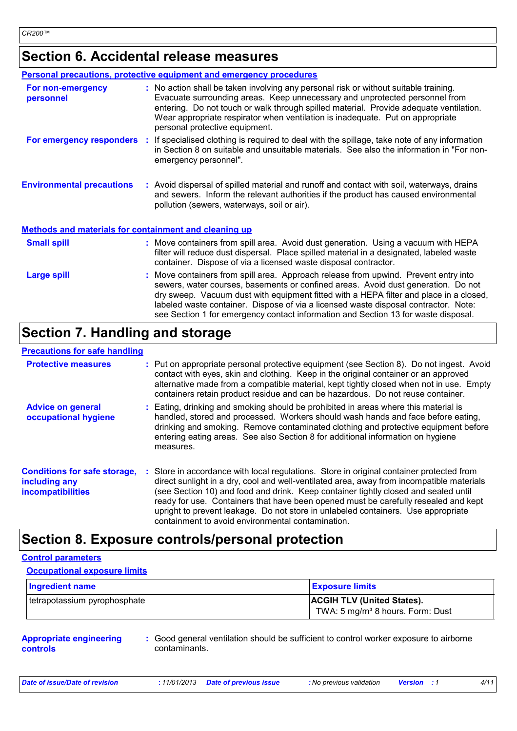## Section 6. Accidental release measures

### Personal precautions, protective equipment and emergency procedures

**For non-emergency personnel** : No action shall be taken involving any personal risk or without suitable training. Evacuate surrounding areas. Keep unnecessary and unprotected personnel from entering. Do not touch or walk through spilled material. Provide adequate ventilation. Wear appropriate respirator when ventilation is inadequate. Put on appropriate personal protective equipment.

**For emergency responders** : If specialised clothing is required to deal with the spillage, take note of any information in Section 8 on suitable and unsuitable materials. See also the information in "For non-emergency personnel".

**Environmental precautions** : Avoid dispersal of spilled material and runoff and contact with soil, waterways, drains and sewers. Inform the relevant authorities if the product has caused environmental pollution (sewers, waterways, soil or air).

### Methods and materials for containment and cleaning up

**Small spill** : Move containers from spill area. Avoid dust generation. Using a vacuum with HEPA filter will reduce dust dispersal. Place spilled material in a designated, labeled waste container. Dispose of via a licensed waste disposal contractor.

**Large spill** : Move containers from spill area. Approach release from upwind. Prevent entry into sewers, water courses, basements or confined areas. Avoid dust generation. Do not dry sweep. Vacuum dust with equipment fitted with a HEPA filter and place in a closed, labeled waste container. Dispose of via a licensed waste disposal contractor. Note: see Section 1 for emergency contact information and Section 13 for waste disposal.

## Section 7. Handling and storage

### Precautions for safe handling

**Protective measures** : Put on appropriate personal protective equipment (see Section 8). Do not ingest. Avoid contact with eyes, skin and clothing. Keep in the original container or an approved alternative made from a compatible material, kept tightly closed when not in use. Empty containers retain product residue and can be hazardous. Do not reuse container.

**Advice on general occupational hygiene** : Eating, drinking and smoking should be prohibited in areas where this material is handled, stored and processed. Workers should wash hands and face before eating, drinking and smoking. Remove contaminated clothing and protective equipment before entering eating areas. See also Section 8 for additional information on hygiene measures.

**Conditions for safe storage, including any incompatibilities** : Store in accordance with local regulations. Store in original container protected from direct sunlight in a dry, cool and well-ventilated area, away from incompatible materials (see Section 10) and food and drink. Keep container tightly closed and sealed until ready for use. Containers that have been opened must be carefully resealed and kept upright to prevent leakage. Do not store in unlabeled containers. Use appropriate containment to avoid environmental contamination.

## Section 8. Exposure controls/personal protection

### Control parameters

#### Occupational exposure limits

| Ingredient name | Exposure limits |
| --- | --- |
| tetrapotassium pyrophosphate | **ACGIH TLV (United States).** TWA: 5 mg/m³ 8 hours. Form: Dust |

**Appropriate engineering controls** : Good general ventilation should be sufficient to control worker exposure to airborne contaminants.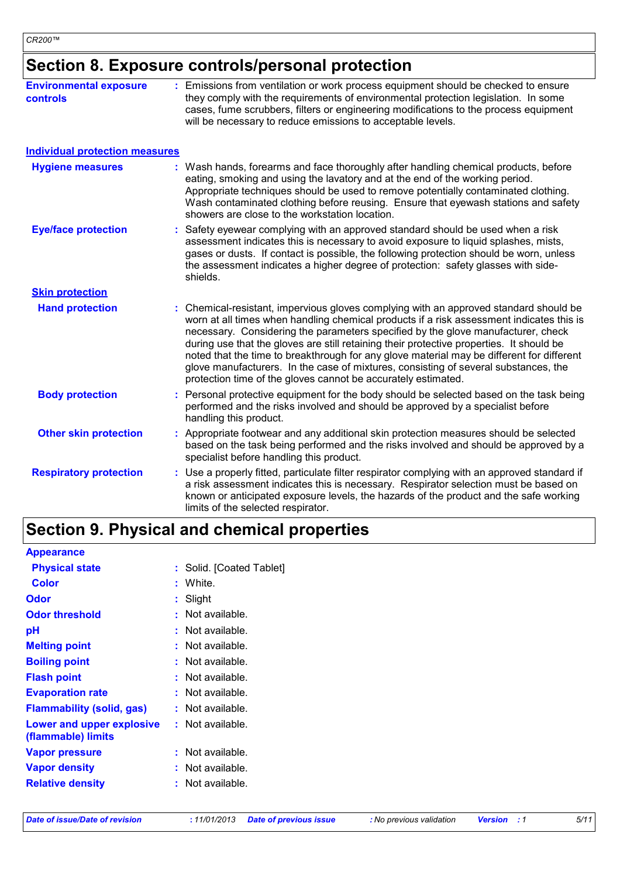## Section 8. Exposure controls/personal protection

**Environmental exposure controls** : Emissions from ventilation or work process equipment should be checked to ensure they comply with the requirements of environmental protection legislation. In some cases, fume scrubbers, filters or engineering modifications to the process equipment will be necessary to reduce emissions to acceptable levels.

### Individual protection measures

**Hygiene measures** : Wash hands, forearms and face thoroughly after handling chemical products, before eating, smoking and using the lavatory and at the end of the working period. Appropriate techniques should be used to remove potentially contaminated clothing. Wash contaminated clothing before reusing. Ensure that eyewash stations and safety showers are close to the workstation location.

**Eye/face protection** : Safety eyewear complying with an approved standard should be used when a risk assessment indicates this is necessary to avoid exposure to liquid splashes, mists, gases or dusts. If contact is possible, the following protection should be worn, unless the assessment indicates a higher degree of protection: safety glasses with side-shields.

#### Skin protection

**Hand protection** : Chemical-resistant, impervious gloves complying with an approved standard should be worn at all times when handling chemical products if a risk assessment indicates this is necessary. Considering the parameters specified by the glove manufacturer, check during use that the gloves are still retaining their protective properties. It should be noted that the time to breakthrough for any glove material may be different for different glove manufacturers. In the case of mixtures, consisting of several substances, the protection time of the gloves cannot be accurately estimated.

**Body protection** : Personal protective equipment for the body should be selected based on the task being performed and the risks involved and should be approved by a specialist before handling this product.

**Other skin protection** : Appropriate footwear and any additional skin protection measures should be selected based on the task being performed and the risks involved and should be approved by a specialist before handling this product.

**Respiratory protection** : Use a properly fitted, particulate filter respirator complying with an approved standard if a risk assessment indicates this is necessary. Respirator selection must be based on known or anticipated exposure levels, the hazards of the product and the safe working limits of the selected respirator.

## Section 9. Physical and chemical properties

**Appearance**

**Physical state** : Solid. [Coated Tablet]

**Color** : White.

**Odor** : Slight

**Odor threshold** : Not available.

**pH** : Not available.

**Melting point** : Not available.

**Boiling point** : Not available.

**Flash point** : Not available.

**Evaporation rate** : Not available.

**Flammability (solid, gas)** : Not available.

**Lower and upper explosive (flammable) limits** : Not available.

**Vapor pressure** : Not available.

**Vapor density** : Not available.

**Relative density** : Not available.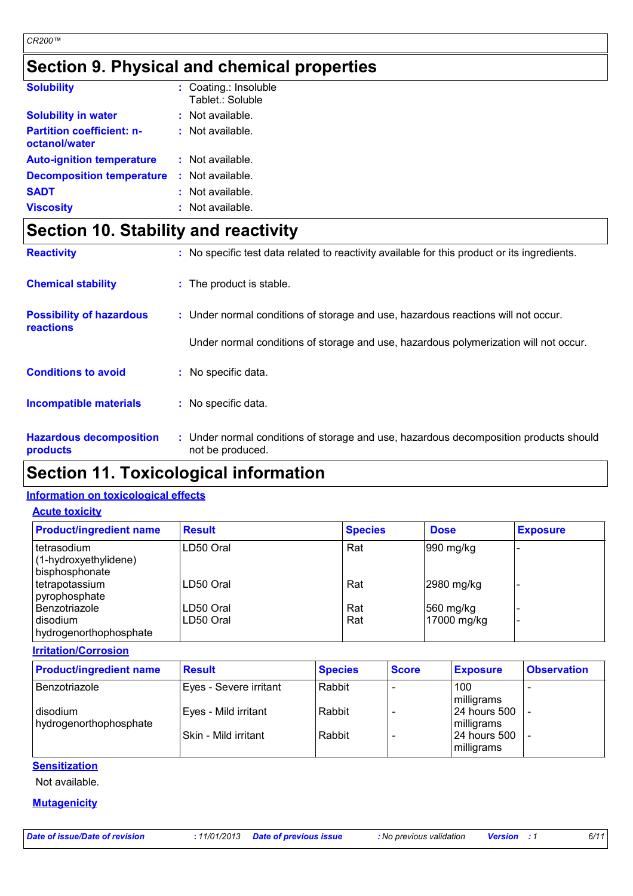# Section 9. Physical and chemical properties

| | |
|---|---|
| **Solubility** | : Coating.: Insoluble<br>Tablet.: Soluble |
| **Solubility in water** | : Not available. |
| **Partition coefficient: n-octanol/water** | : Not available. |
| **Auto-ignition temperature** | : Not available. |
| **Decomposition temperature** | : Not available. |
| **SADT** | : Not available. |
| **Viscosity** | : Not available. |

# Section 10. Stability and reactivity

| | |
|---|---|
| **Reactivity** | : No specific test data related to reactivity available for this product or its ingredients. |
| **Chemical stability** | : The product is stable. |
| **Possibility of hazardous reactions** | : Under normal conditions of storage and use, hazardous reactions will not occur.<br><br>Under normal conditions of storage and use, hazardous polymerization will not occur. |
| **Conditions to avoid** | : No specific data. |
| **Incompatible materials** | : No specific data. |
| **Hazardous decomposition products** | : Under normal conditions of storage and use, hazardous decomposition products should not be produced. |

# Section 11. Toxicological information

## Information on toxicological effects

### Acute toxicity

| Product/ingredient name | Result | Species | Dose | Exposure |
|---|---|---|---|---|
| tetrasodium (1-hydroxyethylidene) bisphosphonate | LD50 Oral | Rat | 990 mg/kg | - |
| tetrapotassium pyrophosphate | LD50 Oral | Rat | 2980 mg/kg | - |
| Benzotriazole | LD50 Oral | Rat | 560 mg/kg | - |
| disodium hydrogenorthophosphate | LD50 Oral | Rat | 17000 mg/kg | - |

### Irritation/Corrosion

| Product/ingredient name | Result | Species | Score | Exposure | Observation |
|---|---|---|---|---|---|
| Benzotriazole | Eyes - Severe irritant | Rabbit | - | 100 milligrams | - |
| disodium hydrogenorthophosphate | Eyes - Mild irritant | Rabbit | - | 24 hours 500 milligrams | - |
| | Skin - Mild irritant | Rabbit | - | 24 hours 500 milligrams | - |

### Sensitization

Not available.

### Mutagenicity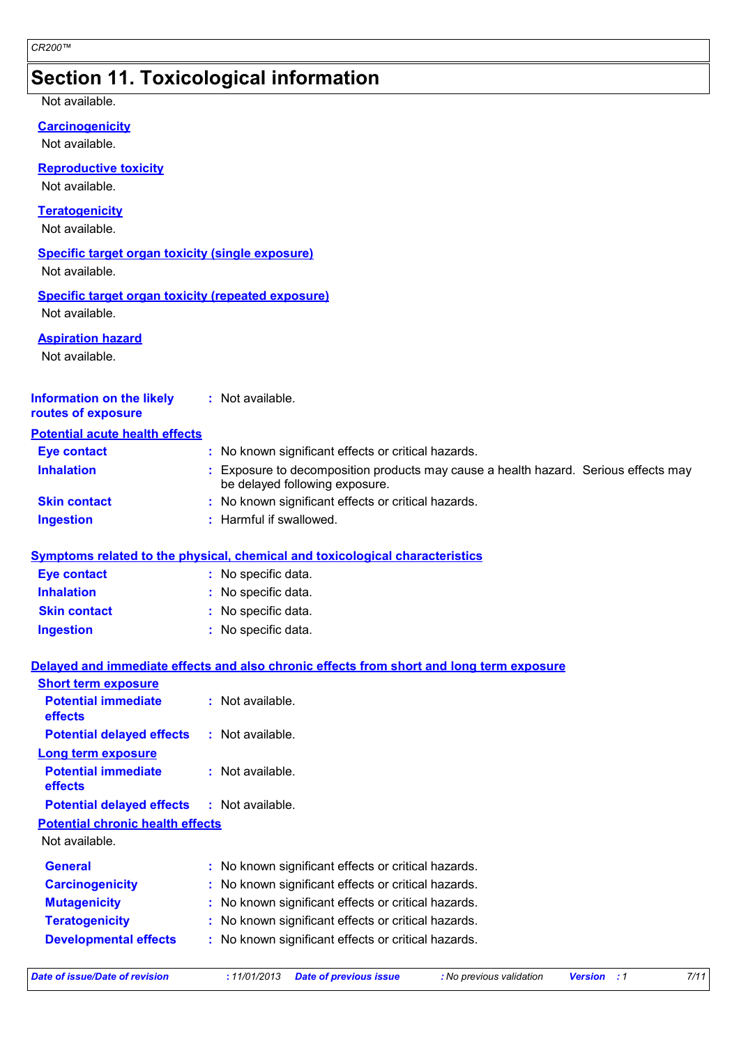## Section 11. Toxicological information

Not available.

**Carcinogenicity**

Not available.

**Reproductive toxicity**

Not available.

**Teratogenicity**

Not available.

**Specific target organ toxicity (single exposure)**

Not available.

**Specific target organ toxicity (repeated exposure)**

Not available.

**Aspiration hazard**

Not available.

**Information on the likely routes of exposure** : Not available.

**Potential acute health effects**

| | |
|---|---|
| **Eye contact** | : No known significant effects or critical hazards. |
| **Inhalation** | : Exposure to decomposition products may cause a health hazard. Serious effects may be delayed following exposure. |
| **Skin contact** | : No known significant effects or critical hazards. |
| **Ingestion** | : Harmful if swallowed. |

**Symptoms related to the physical, chemical and toxicological characteristics**

| | |
|---|---|
| **Eye contact** | : No specific data. |
| **Inhalation** | : No specific data. |
| **Skin contact** | : No specific data. |
| **Ingestion** | : No specific data. |

**Delayed and immediate effects and also chronic effects from short and long term exposure**

**Short term exposure**

| | |
|---|---|
| **Potential immediate effects** | : Not available. |
| **Potential delayed effects** | : Not available. |

**Long term exposure**

| | |
|---|---|
| **Potential immediate effects** | : Not available. |
| **Potential delayed effects** | : Not available. |

**Potential chronic health effects**

Not available.

| | |
|---|---|
| **General** | : No known significant effects or critical hazards. |
| **Carcinogenicity** | : No known significant effects or critical hazards. |
| **Mutagenicity** | : No known significant effects or critical hazards. |
| **Teratogenicity** | : No known significant effects or critical hazards. |
| **Developmental effects** | : No known significant effects or critical hazards. |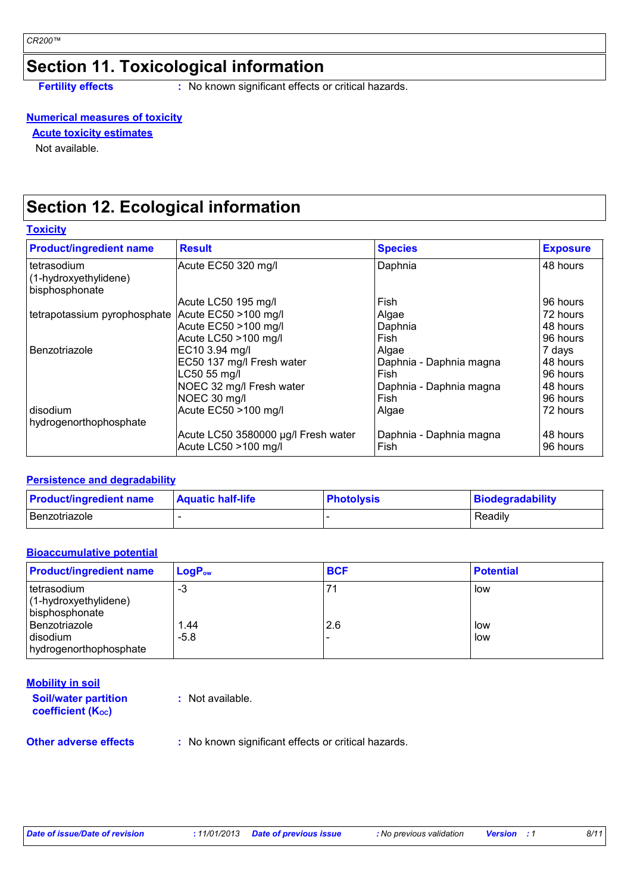## Section 11. Toxicological information

**Fertility effects** : No known significant effects or critical hazards.

**Numerical measures of toxicity**

**Acute toxicity estimates**

Not available.

## Section 12. Ecological information

**Toxicity**

| Product/ingredient name | Result | Species | Exposure |
|---|---|---|---|
| tetrasodium (1-hydroxyethylidene) bisphosphonate | Acute EC50 320 mg/l | Daphnia | 48 hours |
| | Acute LC50 195 mg/l | Fish | 96 hours |
| tetrapotassium pyrophosphate | Acute EC50 >100 mg/l | Algae | 72 hours |
| | Acute EC50 >100 mg/l | Daphnia | 48 hours |
| | Acute LC50 >100 mg/l | Fish | 96 hours |
| Benzotriazole | EC10 3.94 mg/l | Algae | 7 days |
| | EC50 137 mg/l Fresh water | Daphnia - Daphnia magna | 48 hours |
| | LC50 55 mg/l | Fish | 96 hours |
| | NOEC 32 mg/l Fresh water | Daphnia - Daphnia magna | 48 hours |
| | NOEC 30 mg/l | Fish | 96 hours |
| disodium hydrogenorthophosphate | Acute EC50 >100 mg/l | Algae | 72 hours |
| | Acute LC50 3580000 µg/l Fresh water | Daphnia - Daphnia magna | 48 hours |
| | Acute LC50 >100 mg/l | Fish | 96 hours |

**Persistence and degradability**

| Product/ingredient name | Aquatic half-life | Photolysis | Biodegradability |
|---|---|---|---|
| Benzotriazole | - | - | Readily |

**Bioaccumulative potential**

| Product/ingredient name | $LogP_{ow}$ | BCF | Potential |
|---|---|---|---|
| tetrasodium (1-hydroxyethylidene) bisphosphonate | -3 | 71 | low |
| Benzotriazole | 1.44 | 2.6 | low |
| disodium hydrogenorthophosphate | -5.8 | - | low |

**Mobility in soil**

**Soil/water partition coefficient ($K_{OC}$)** : Not available.

**Other adverse effects** : No known significant effects or critical hazards.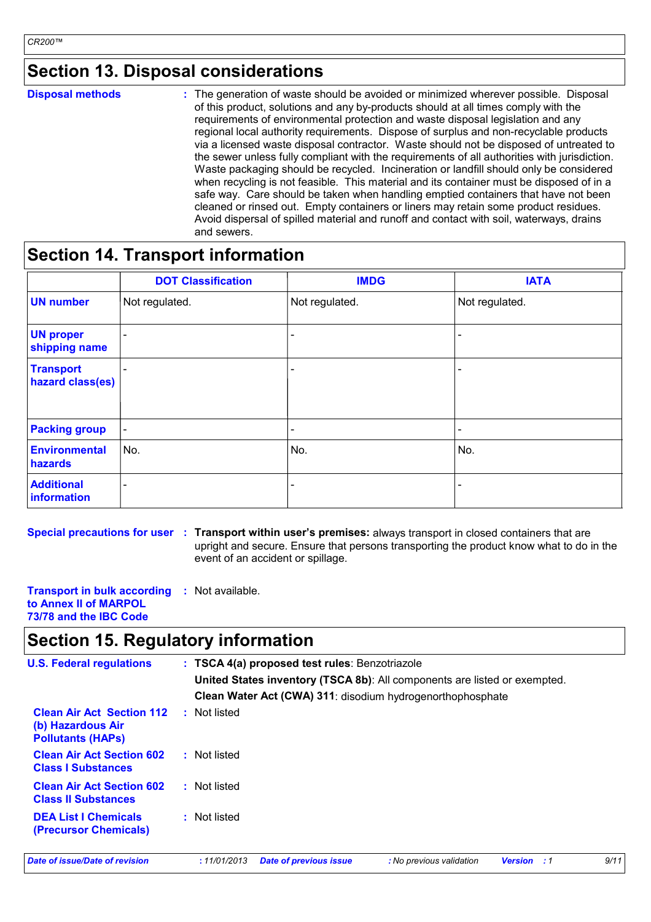## Section 13. Disposal considerations

**Disposal methods** : The generation of waste should be avoided or minimized wherever possible. Disposal of this product, solutions and any by-products should at all times comply with the requirements of environmental protection and waste disposal legislation and any regional local authority requirements. Dispose of surplus and non-recyclable products via a licensed waste disposal contractor. Waste should not be disposed of untreated to the sewer unless fully compliant with the requirements of all authorities with jurisdiction. Waste packaging should be recycled. Incineration or landfill should only be considered when recycling is not feasible. This material and its container must be disposed of in a safe way. Care should be taken when handling emptied containers that have not been cleaned or rinsed out. Empty containers or liners may retain some product residues. Avoid dispersal of spilled material and runoff and contact with soil, waterways, drains and sewers.

## Section 14. Transport information

| | DOT Classification | IMDG | IATA |
|---|---|---|---|
| **UN number** | Not regulated. | Not regulated. | Not regulated. |
| **UN proper shipping name** | - | - | - |
| **Transport hazard class(es)** | - | - | - |
| **Packing group** | - | - | - |
| **Environmental hazards** | No. | No. | No. |
| **Additional information** | - | - | - |

**Special precautions for user** : **Transport within user's premises:** always transport in closed containers that are upright and secure. Ensure that persons transporting the product know what to do in the event of an accident or spillage.

**Transport in bulk according to Annex II of MARPOL 73/78 and the IBC Code** : Not available.

## Section 15. Regulatory information

**U.S. Federal regulations** : **TSCA 4(a) proposed test rules**: Benzotriazole

**United States inventory (TSCA 8b)**: All components are listed or exempted.

**Clean Water Act (CWA) 311**: disodium hydrogenorthophosphate

**Clean Air Act Section 112 (b) Hazardous Air Pollutants (HAPs)** : Not listed

**Clean Air Act Section 602 Class I Substances** : Not listed

**Clean Air Act Section 602 Class II Substances** : Not listed

**DEA List I Chemicals (Precursor Chemicals)** : Not listed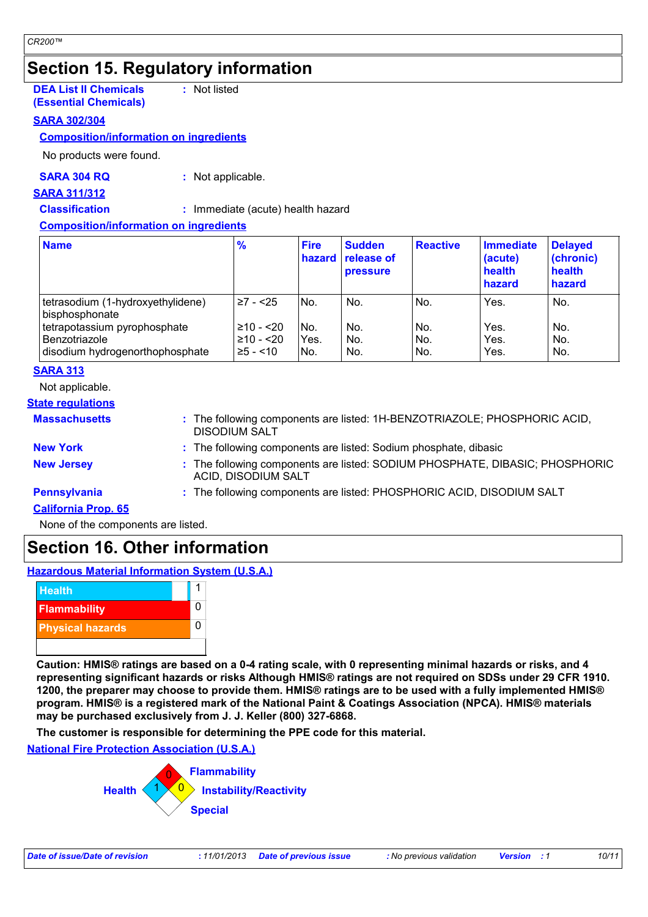## Section 15. Regulatory information

**DEA List II Chemicals (Essential Chemicals)** : Not listed

**SARA 302/304**

**Composition/information on ingredients**

No products were found.

**SARA 304 RQ** : Not applicable.

**SARA 311/312**

**Classification** : Immediate (acute) health hazard

**Composition/information on ingredients**

| Name | % | Fire hazard | Sudden release of pressure | Reactive | Immediate (acute) health hazard | Delayed (chronic) health hazard |
|---|---|---|---|---|---|---|
| tetrasodium (1-hydroxyethylidene) bisphosphonate | ≥7 - <25 | No. | No. | No. | Yes. | No. |
| tetrapotassium pyrophosphate | ≥10 - <20 | No. | No. | No. | Yes. | No. |
| Benzotriazole | ≥10 - <20 | Yes. | No. | No. | Yes. | No. |
| disodium hydrogenorthophosphate | ≥5 - <10 | No. | No. | No. | Yes. | No. |

**SARA 313**

Not applicable.

**State regulations**

**Massachusetts** : The following components are listed: 1H-BENZOTRIAZOLE; PHOSPHORIC ACID, DISODIUM SALT

**New York** : The following components are listed: Sodium phosphate, dibasic

**New Jersey** : The following components are listed: SODIUM PHOSPHATE, DIBASIC; PHOSPHORIC ACID, DISODIUM SALT

**Pennsylvania** : The following components are listed: PHOSPHORIC ACID, DISODIUM SALT

**California Prop. 65**

None of the components are listed.

## Section 16. Other information

**Hazardous Material Information System (U.S.A.)**

| | |
|---|---|
| Health | 1 |
| Flammability | 0 |
| Physical hazards | 0 |

**Caution: HMIS® ratings are based on a 0-4 rating scale, with 0 representing minimal hazards or risks, and 4 representing significant hazards or risks Although HMIS® ratings are not required on SDSs under 29 CFR 1910. 1200, the preparer may choose to provide them. HMIS® ratings are to be used with a fully implemented HMIS® program. HMIS® is a registered mark of the National Paint & Coatings Association (NPCA). HMIS® materials may be purchased exclusively from J. J. Keller (800) 327-6868.**

**The customer is responsible for determining the PPE code for this material.**

**National Fire Protection Association (U.S.A.)**

Health: 1
Flammability: 0
Instability/Reactivity: 0
Special:

*Date of issue/Date of revision* : 11/01/2013 *Date of previous issue* : No previous validation *Version* : 1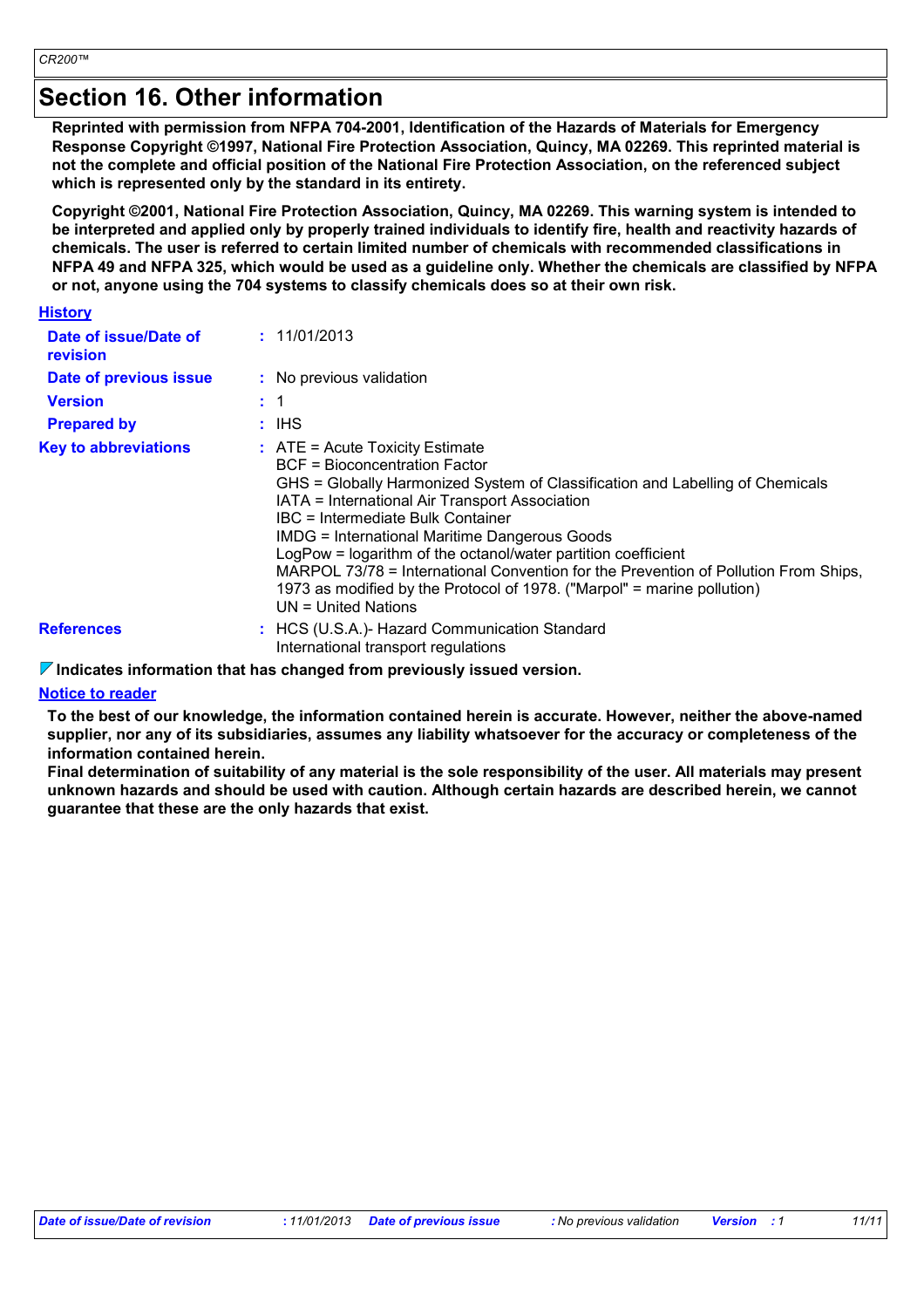# Section 16. Other information

**Reprinted with permission from NFPA 704-2001, Identification of the Hazards of Materials for Emergency Response Copyright ©1997, National Fire Protection Association, Quincy, MA 02269. This reprinted material is not the complete and official position of the National Fire Protection Association, on the referenced subject which is represented only by the standard in its entirety.**

**Copyright ©2001, National Fire Protection Association, Quincy, MA 02269. This warning system is intended to be interpreted and applied only by properly trained individuals to identify fire, health and reactivity hazards of chemicals. The user is referred to certain limited number of chemicals with recommended classifications in NFPA 49 and NFPA 325, which would be used as a guideline only. Whether the chemicals are classified by NFPA or not, anyone using the 704 systems to classify chemicals does so at their own risk.**

## History

| | |
|---|---|
| **Date of issue/Date of revision** | : 11/01/2013 |
| **Date of previous issue** | : No previous validation |
| **Version** | : 1 |
| **Prepared by** | : IHS |

**Key to abbreviations** :
ATE = Acute Toxicity Estimate
BCF = Bioconcentration Factor
GHS = Globally Harmonized System of Classification and Labelling of Chemicals
IATA = International Air Transport Association
IBC = Intermediate Bulk Container
IMDG = International Maritime Dangerous Goods
LogPow = logarithm of the octanol/water partition coefficient
MARPOL 73/78 = International Convention for the Prevention of Pollution From Ships, 1973 as modified by the Protocol of 1978. ("Marpol" = marine pollution)
UN = United Nations

**References** :
HCS (U.S.A.)- Hazard Communication Standard
International transport regulations

**Indicates information that has changed from previously issued version.**

## Notice to reader

**To the best of our knowledge, the information contained herein is accurate. However, neither the above-named supplier, nor any of its subsidiaries, assumes any liability whatsoever for the accuracy or completeness of the information contained herein.**
**Final determination of suitability of any material is the sole responsibility of the user. All materials may present unknown hazards and should be used with caution. Although certain hazards are described herein, we cannot guarantee that these are the only hazards that exist.**